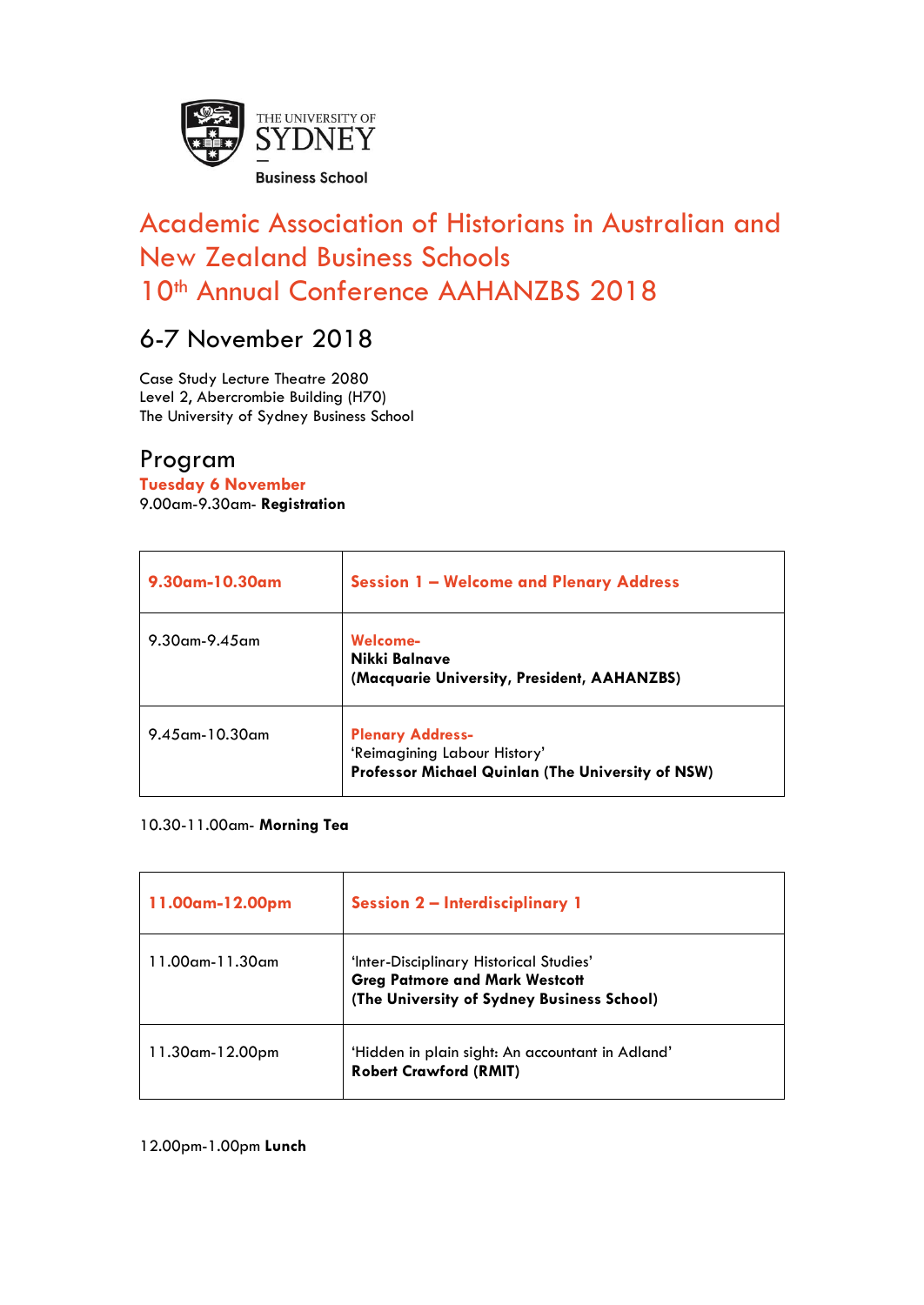THE UNIVERSITY OF SYDNEY

Business School

# Academic Association of Historians in Australian and New Zealand Business Schools 10th Annual Conference AAHANZBS 2018

## 6-7 November 2018

Case Study Lecture Theatre 2080
Level 2, Abercrombie Building (H70)
The University of Sydney Business School

## Program

**Tuesday 6 November**

9.00am-9.30am- **Registration**

| **9.30am-10.30am** | **Session 1 – Welcome and Plenary Address** |
|---|---|
| 9.30am-9.45am | **Welcome-**<br>**Nikki Balnave**<br>**(Macquarie University, President, AAHANZBS)** |
| 9.45am-10.30am | **Plenary Address-**<br>'Reimagining Labour History'<br>**Professor Michael Quinlan (The University of NSW)** |

10.30-11.00am- **Morning Tea**

| **11.00am-12.00pm** | **Session 2 – Interdisciplinary 1** |
|---|---|
| 11.00am-11.30am | 'Inter-Disciplinary Historical Studies'<br>**Greg Patmore and Mark Westcott**<br>**(The University of Sydney Business School)** |
| 11.30am-12.00pm | 'Hidden in plain sight: An accountant in Adland'<br>**Robert Crawford (RMIT)** |

12.00pm-1.00pm **Lunch**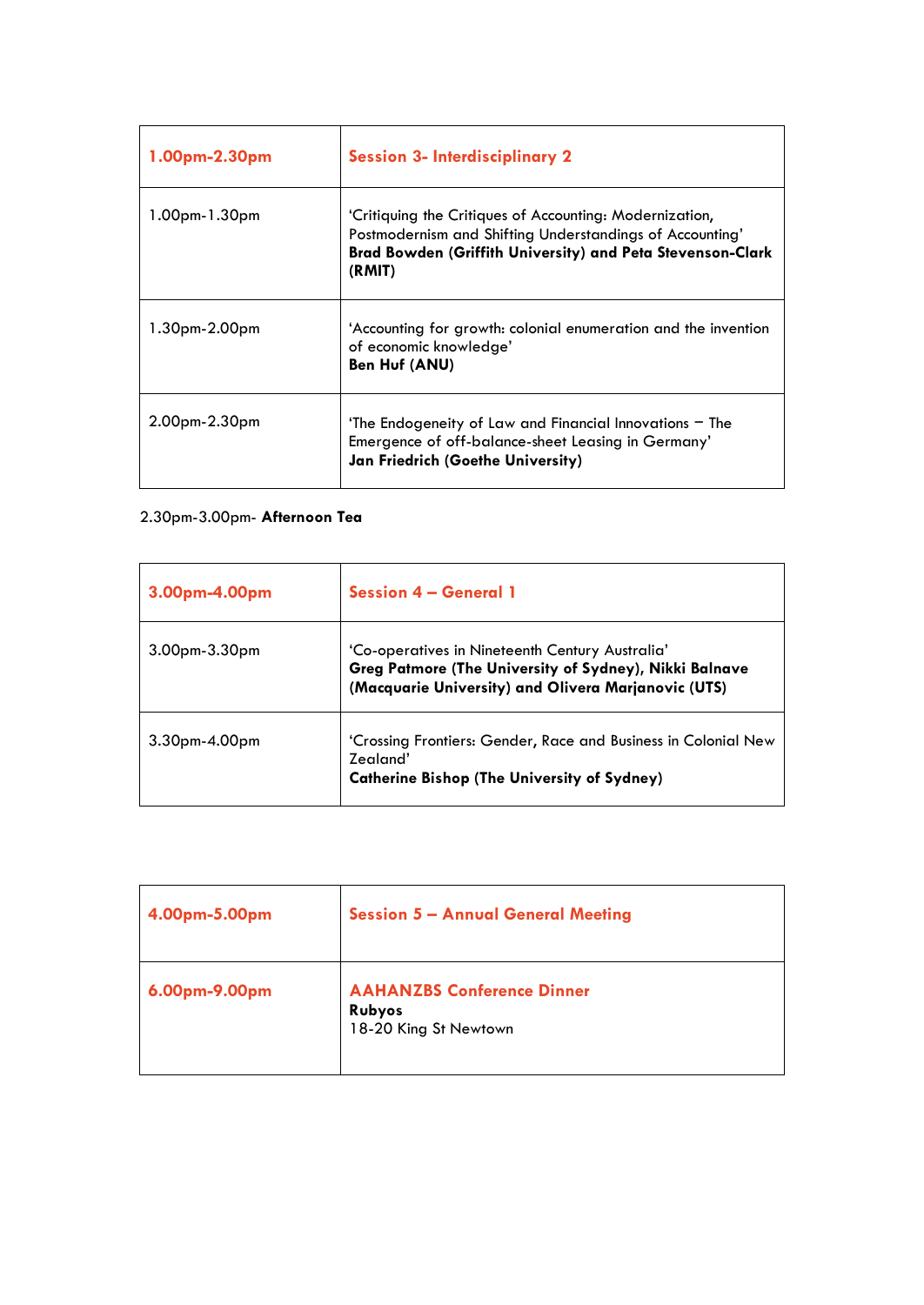| **1.00pm-2.30pm** | **Session 3- Interdisciplinary 2** |
| --- | --- |
| 1.00pm-1.30pm | 'Critiquing the Critiques of Accounting: Modernization, Postmodernism and Shifting Understandings of Accounting'<br>**Brad Bowden (Griffith University) and Peta Stevenson-Clark (RMIT)** |
| 1.30pm-2.00pm | 'Accounting for growth: colonial enumeration and the invention of economic knowledge'<br>**Ben Huf (ANU)** |
| 2.00pm-2.30pm | 'The Endogeneity of Law and Financial Innovations – The Emergence of off-balance-sheet Leasing in Germany'<br>**Jan Friedrich (Goethe University)** |

2.30pm-3.00pm- **Afternoon Tea**

| **3.00pm-4.00pm** | **Session 4 – General 1** |
| --- | --- |
| 3.00pm-3.30pm | 'Co-operatives in Nineteenth Century Australia'<br>**Greg Patmore (The University of Sydney), Nikki Balnave (Macquarie University) and Olivera Marjanovic (UTS)** |
| 3.30pm-4.00pm | 'Crossing Frontiers: Gender, Race and Business in Colonial New Zealand'<br>**Catherine Bishop (The University of Sydney)** |

| **4.00pm-5.00pm** | **Session 5 – Annual General Meeting** |
| --- | --- |
| **6.00pm-9.00pm** | **AAHANZBS Conference Dinner**<br>**Rubyos**<br>18-20 King St Newtown |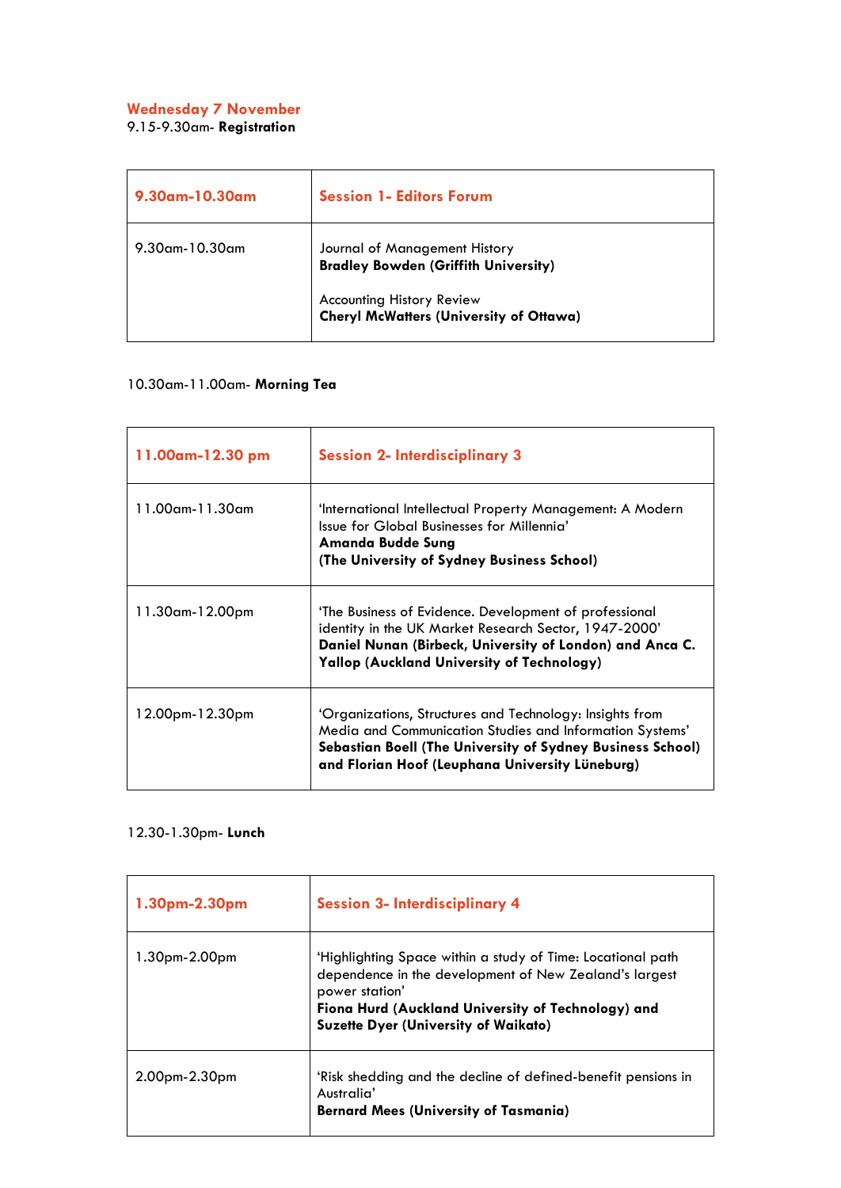## Wednesday 7 November

9.15-9.30am- **Registration**

| 9.30am-10.30am | Session 1- Editors Forum |
|---|---|
| 9.30am-10.30am | Journal of Management History<br>**Bradley Bowden (Griffith University)**<br><br>Accounting History Review<br>**Cheryl McWatters (University of Ottawa)** |

10.30am-11.00am- **Morning Tea**

| 11.00am-12.30 pm | Session 2- Interdisciplinary 3 |
|---|---|
| 11.00am-11.30am | 'International Intellectual Property Management: A Modern Issue for Global Businesses for Millennia'<br>**Amanda Budde Sung**<br>**(The University of Sydney Business School)** |
| 11.30am-12.00pm | 'The Business of Evidence. Development of professional identity in the UK Market Research Sector, 1947-2000'<br>**Daniel Nunan (Birbeck, University of London) and Anca C. Yallop (Auckland University of Technology)** |
| 12.00pm-12.30pm | 'Organizations, Structures and Technology: Insights from Media and Communication Studies and Information Systems'<br>**Sebastian Boell (The University of Sydney Business School) and Florian Hoof (Leuphana University Lüneburg)** |

12.30-1.30pm- **Lunch**

| 1.30pm-2.30pm | Session 3- Interdisciplinary 4 |
|---|---|
| 1.30pm-2.00pm | 'Highlighting Space within a study of Time: Locational path dependence in the development of New Zealand's largest power station'<br>**Fiona Hurd (Auckland University of Technology) and Suzette Dyer (University of Waikato)** |
| 2.00pm-2.30pm | 'Risk shedding and the decline of defined-benefit pensions in Australia'<br>**Bernard Mees (University of Tasmania)** |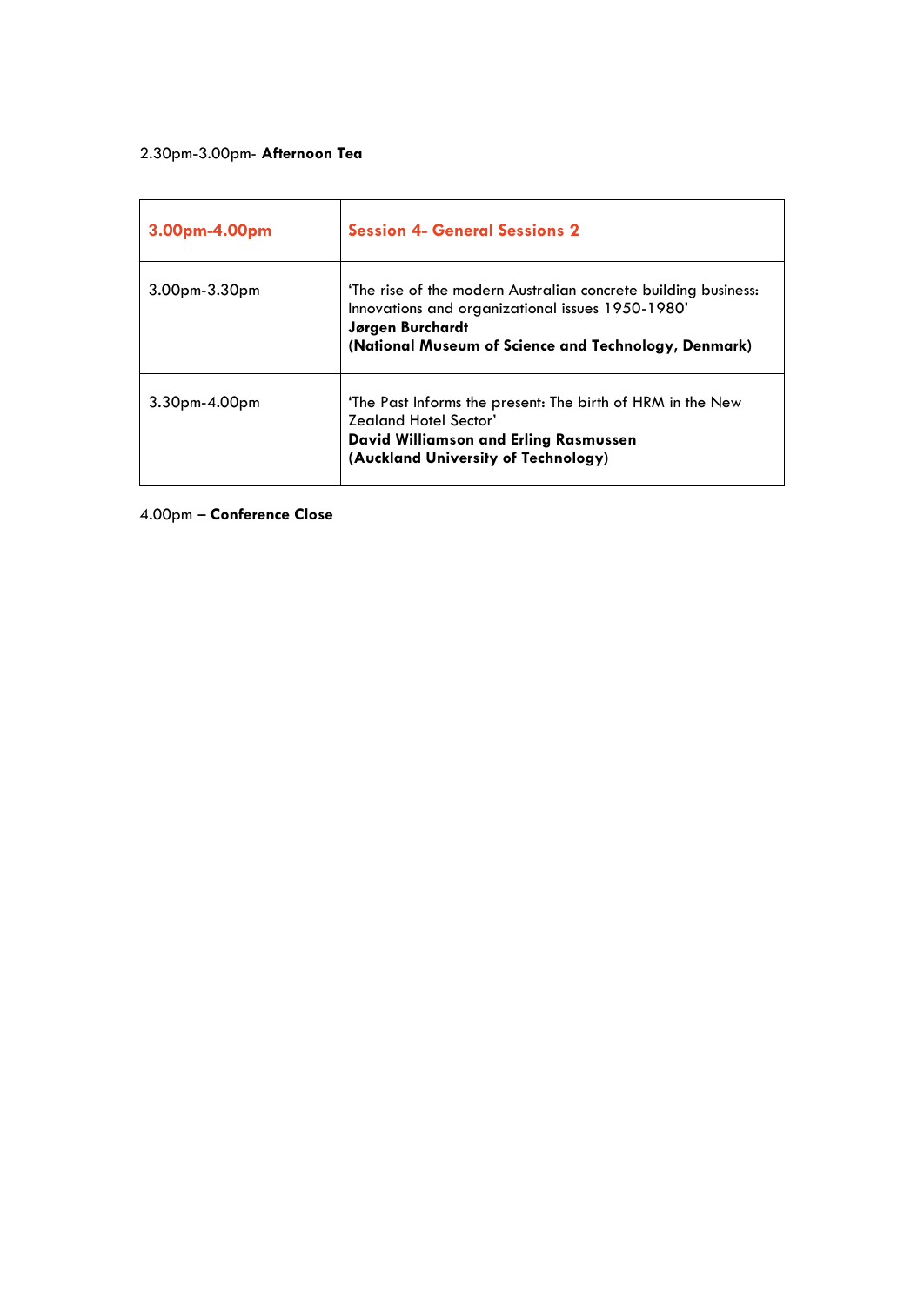2.30pm-3.00pm- **Afternoon Tea**

| **3.00pm-4.00pm** | **Session 4- General Sessions 2** |
|---|---|
| 3.00pm-3.30pm | 'The rise of the modern Australian concrete building business: Innovations and organizational issues 1950-1980' **Jørgen Burchardt (National Museum of Science and Technology, Denmark)** |
| 3.30pm-4.00pm | 'The Past Informs the present: The birth of HRM in the New Zealand Hotel Sector' **David Williamson and Erling Rasmussen (Auckland University of Technology)** |

4.00pm – **Conference Close**